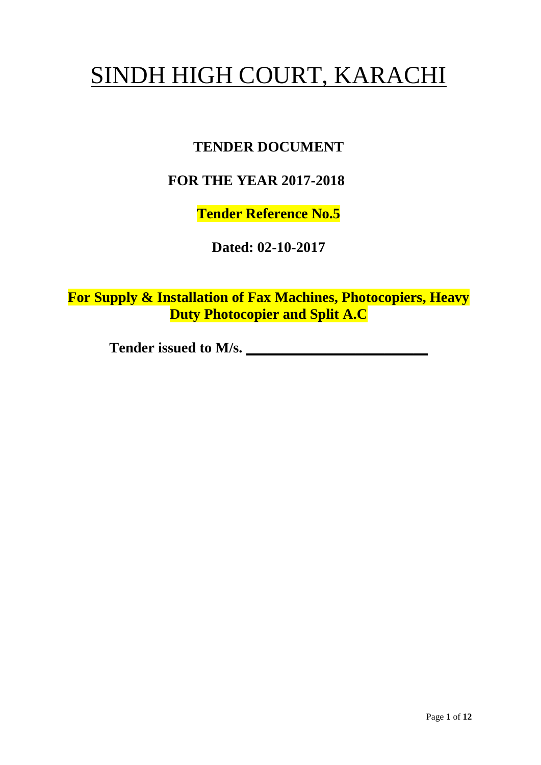# SINDH HIGH COURT, KARACHI

**TENDER DOCUMENT**

**FOR THE YEAR 2017-2018**

**Tender Reference No.5**

**Dated: 02-10-2017**

**For Supply & Installation of Fax Machines, Photocopiers, Heavy Duty Photocopier and Split A.C**

**Tender issued to M/s. ________________________**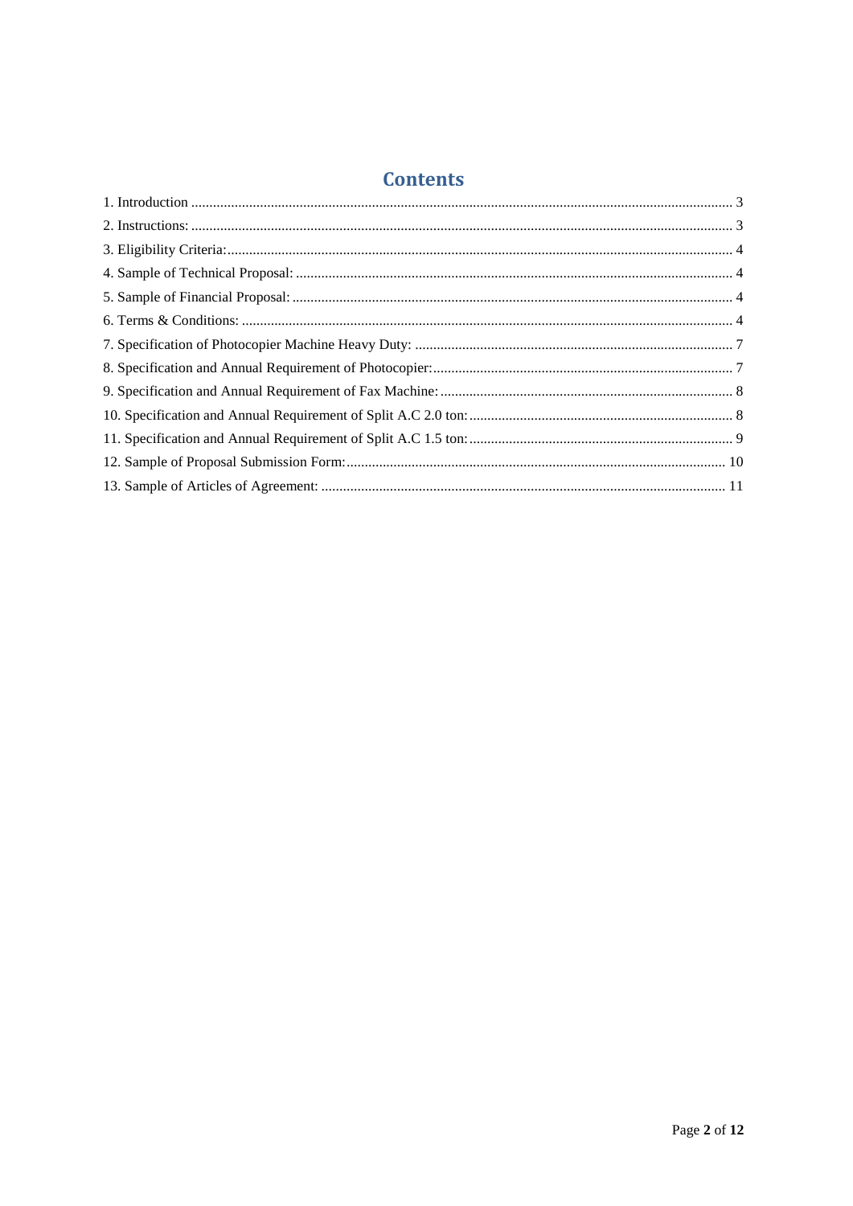# Contents

1. Introduction ........................................................................................................................................ 3
2. Instructions: ........................................................................................................................................ 3
3. Eligibility Criteria:............................................................................................................................. 4
4. Sample of Technical Proposal: ........................................................................................................... 4
5. Sample of Financial Proposal: ............................................................................................................ 4
6. Terms & Conditions: .......................................................................................................................... 4
7. Specification of Photocopier Machine Heavy Duty: .......................................................................... 7
8. Specification and Annual Requirement of Photocopier:..................................................................... 7
9. Specification and Annual Requirement of Fax Machine: ................................................................... 8
10. Specification and Annual Requirement of Split A.C 2.0 ton: ........................................................... 8
11. Specification and Annual Requirement of Split A.C 1.5 ton: ........................................................... 9
12. Sample of Proposal Submission Form:............................................................................................ 10
13. Sample of Articles of Agreement: ................................................................................................... 11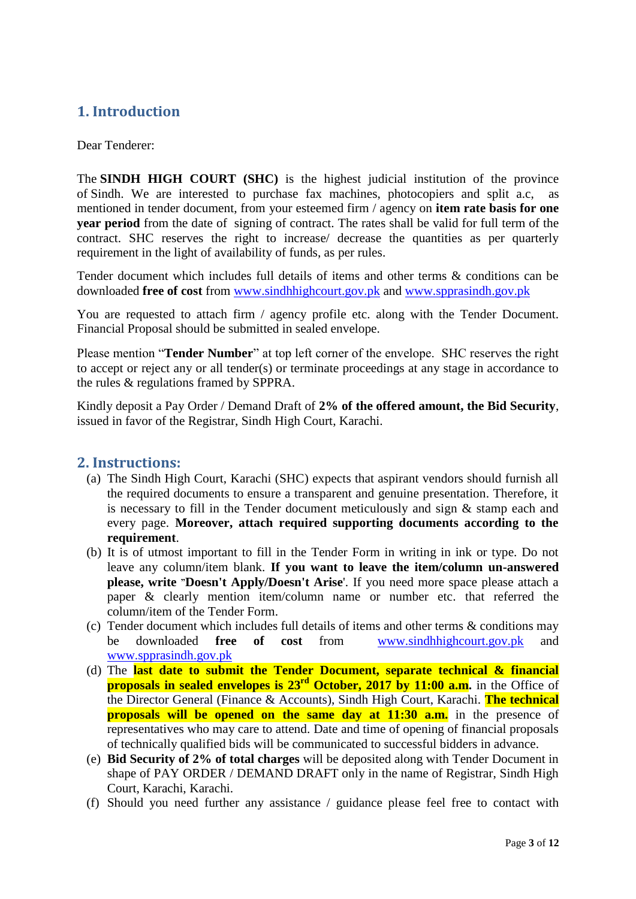## 1. Introduction

Dear Tenderer:

The **SINDH HIGH COURT (SHC)** is the highest judicial institution of the province of Sindh. We are interested to purchase fax machines, photocopiers and split a.c, as mentioned in tender document, from your esteemed firm / agency on **item rate basis for one year period** from the date of signing of contract. The rates shall be valid for full term of the contract. SHC reserves the right to increase/ decrease the quantities as per quarterly requirement in the light of availability of funds, as per rules.

Tender document which includes full details of items and other terms & conditions can be downloaded **free of cost** from www.sindhhighcourt.gov.pk and www.spprasindh.gov.pk

You are requested to attach firm / agency profile etc. along with the Tender Document. Financial Proposal should be submitted in sealed envelope.

Please mention "**Tender Number**" at top left corner of the envelope. SHC reserves the right to accept or reject any or all tender(s) or terminate proceedings at any stage in accordance to the rules & regulations framed by SPPRA.

Kindly deposit a Pay Order / Demand Draft of **2% of the offered amount, the Bid Security**, issued in favor of the Registrar, Sindh High Court, Karachi.

## 2. Instructions:

(a) The Sindh High Court, Karachi (SHC) expects that aspirant vendors should furnish all the required documents to ensure a transparent and genuine presentation. Therefore, it is necessary to fill in the Tender document meticulously and sign & stamp each and every page. **Moreover, attach required supporting documents according to the requirement**.

(b) It is of utmost important to fill in the Tender Form in writing in ink or type. Do not leave any column/item blank. **If you want to leave the item/column un-answered please, write "Doesn't Apply/Doesn't Arise**'. If you need more space please attach a paper & clearly mention item/column name or number etc. that referred the column/item of the Tender Form.

(c) Tender document which includes full details of items and other terms & conditions may be downloaded **free of cost** from www.sindhhighcourt.gov.pk and www.spprasindh.gov.pk

(d) The **last date to submit the Tender Document, separate technical & financial proposals in sealed envelopes is 23rd October, 2017 by 11:00 a.m.** in the Office of the Director General (Finance & Accounts), Sindh High Court, Karachi. **The technical proposals will be opened on the same day at 11:30 a.m.** in the presence of representatives who may care to attend. Date and time of opening of financial proposals of technically qualified bids will be communicated to successful bidders in advance.

(e) **Bid Security of 2% of total charges** will be deposited along with Tender Document in shape of PAY ORDER / DEMAND DRAFT only in the name of Registrar, Sindh High Court, Karachi, Karachi.

(f) Should you need further any assistance / guidance please feel free to contact with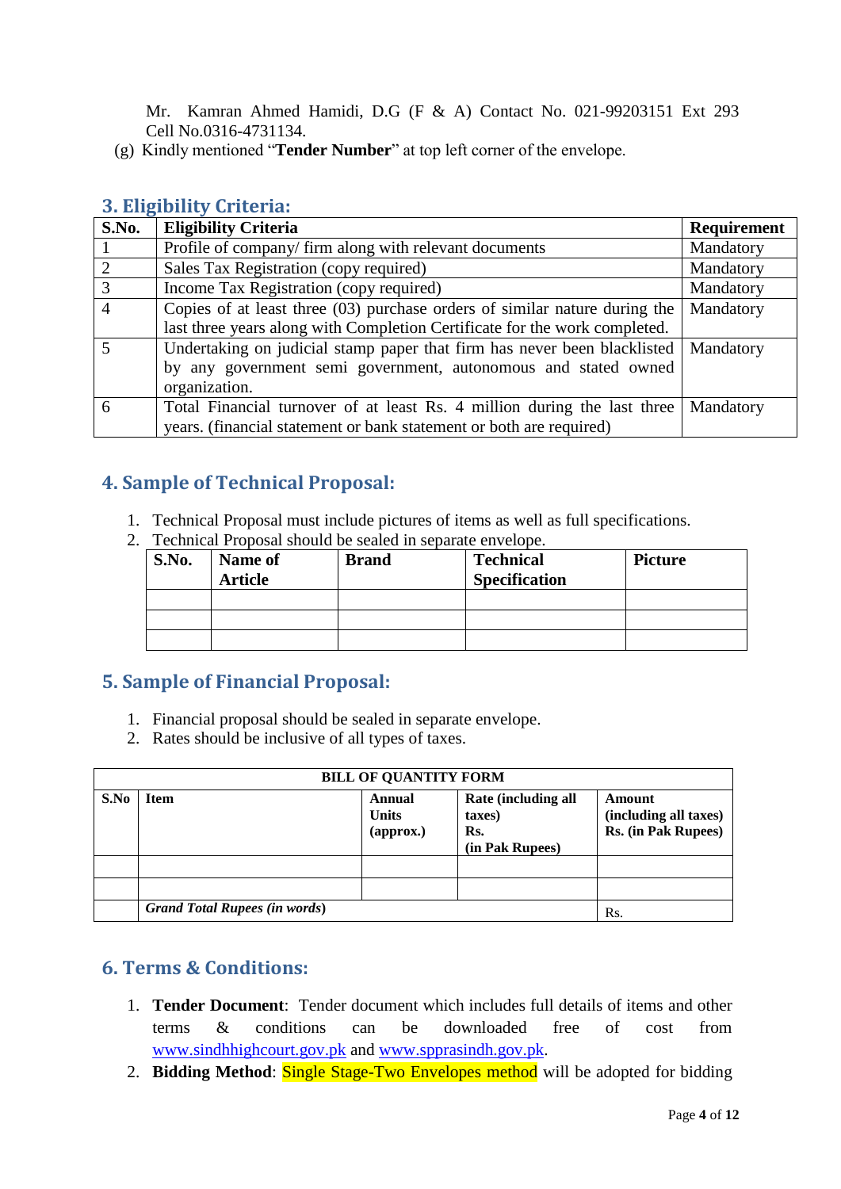Mr. Kamran Ahmed Hamidi, D.G (F & A) Contact No. 021-99203151 Ext 293 Cell No.0316-4731134.

(g) Kindly mentioned "**Tender Number**" at top left corner of the envelope.

## 3. Eligibility Criteria:

| S.No. | Eligibility Criteria | Requirement |
|---|---|---|
| 1 | Profile of company/ firm along with relevant documents | Mandatory |
| 2 | Sales Tax Registration (copy required) | Mandatory |
| 3 | Income Tax Registration (copy required) | Mandatory |
| 4 | Copies of at least three (03) purchase orders of similar nature during the last three years along with Completion Certificate for the work completed. | Mandatory |
| 5 | Undertaking on judicial stamp paper that firm has never been blacklisted by any government semi government, autonomous and stated owned organization. | Mandatory |
| 6 | Total Financial turnover of at least Rs. 4 million during the last three years. (financial statement or bank statement or both are required) | Mandatory |

## 4. Sample of Technical Proposal:

1. Technical Proposal must include pictures of items as well as full specifications.
2. Technical Proposal should be sealed in separate envelope.

| S.No. | Name of Article | Brand | Technical Specification | Picture |
|---|---|---|---|---|
| | | | | |
| | | | | |
| | | | | |

## 5. Sample of Financial Proposal:

1. Financial proposal should be sealed in separate envelope.
2. Rates should be inclusive of all types of taxes.

| BILL OF QUANTITY FORM | | | | |
|---|---|---|---|---|
| **S.No** | **Item** | **Annual Units (approx.)** | **Rate (including all taxes) Rs. (in Pak Rupees)** | **Amount (including all taxes) Rs. (in Pak Rupees)** |
| | | | | |
| | | | | |
| | ***Grand Total Rupees (in words)*** | | | Rs. |

## 6. Terms & Conditions:

1. **Tender Document**: Tender document which includes full details of items and other terms & conditions can be downloaded free of cost from www.sindhhighcourt.gov.pk and www.spprasindh.gov.pk.
2. **Bidding Method**: Single Stage-Two Envelopes method will be adopted for bidding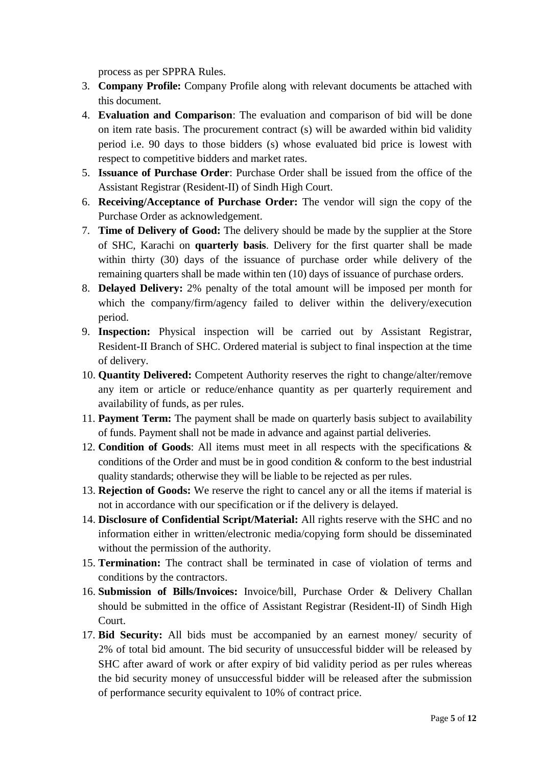process as per SPPRA Rules.

3. **Company Profile:** Company Profile along with relevant documents be attached with this document.
4. **Evaluation and Comparison**: The evaluation and comparison of bid will be done on item rate basis. The procurement contract (s) will be awarded within bid validity period i.e. 90 days to those bidders (s) whose evaluated bid price is lowest with respect to competitive bidders and market rates.
5. **Issuance of Purchase Order**: Purchase Order shall be issued from the office of the Assistant Registrar (Resident-II) of Sindh High Court.
6. **Receiving/Acceptance of Purchase Order:** The vendor will sign the copy of the Purchase Order as acknowledgement.
7. **Time of Delivery of Good:** The delivery should be made by the supplier at the Store of SHC, Karachi on **quarterly basis**. Delivery for the first quarter shall be made within thirty (30) days of the issuance of purchase order while delivery of the remaining quarters shall be made within ten (10) days of issuance of purchase orders.
8. **Delayed Delivery:** 2% penalty of the total amount will be imposed per month for which the company/firm/agency failed to deliver within the delivery/execution period.
9. **Inspection:** Physical inspection will be carried out by Assistant Registrar, Resident-II Branch of SHC. Ordered material is subject to final inspection at the time of delivery.
10. **Quantity Delivered:** Competent Authority reserves the right to change/alter/remove any item or article or reduce/enhance quantity as per quarterly requirement and availability of funds, as per rules.
11. **Payment Term:** The payment shall be made on quarterly basis subject to availability of funds. Payment shall not be made in advance and against partial deliveries.
12. **Condition of Goods**: All items must meet in all respects with the specifications & conditions of the Order and must be in good condition & conform to the best industrial quality standards; otherwise they will be liable to be rejected as per rules.
13. **Rejection of Goods:** We reserve the right to cancel any or all the items if material is not in accordance with our specification or if the delivery is delayed.
14. **Disclosure of Confidential Script/Material:** All rights reserve with the SHC and no information either in written/electronic media/copying form should be disseminated without the permission of the authority.
15. **Termination:** The contract shall be terminated in case of violation of terms and conditions by the contractors.
16. **Submission of Bills/Invoices:** Invoice/bill, Purchase Order & Delivery Challan should be submitted in the office of Assistant Registrar (Resident-II) of Sindh High Court.
17. **Bid Security:** All bids must be accompanied by an earnest money/ security of 2% of total bid amount. The bid security of unsuccessful bidder will be released by SHC after award of work or after expiry of bid validity period as per rules whereas the bid security money of unsuccessful bidder will be released after the submission of performance security equivalent to 10% of contract price.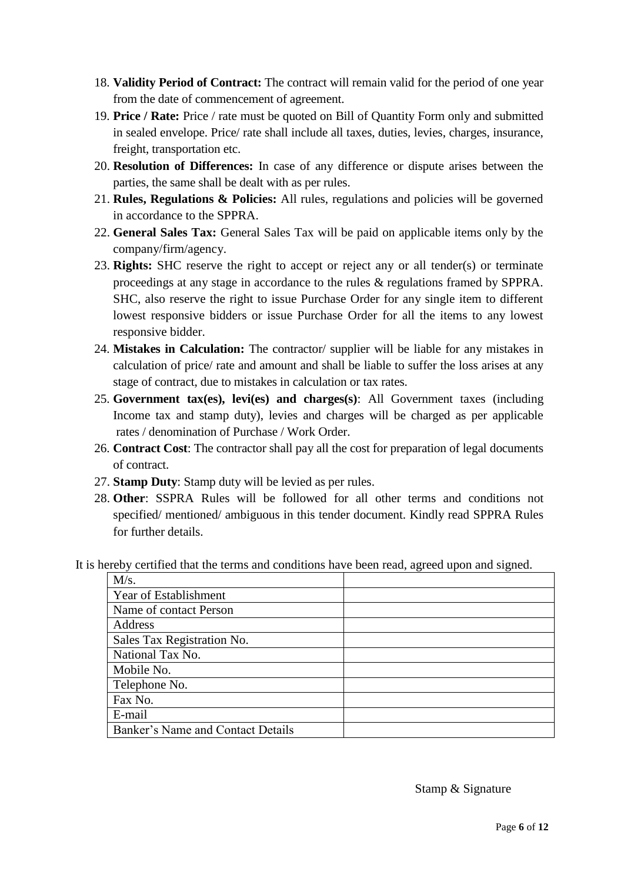18. **Validity Period of Contract:** The contract will remain valid for the period of one year from the date of commencement of agreement.
19. **Price / Rate:** Price / rate must be quoted on Bill of Quantity Form only and submitted in sealed envelope. Price/ rate shall include all taxes, duties, levies, charges, insurance, freight, transportation etc.
20. **Resolution of Differences:** In case of any difference or dispute arises between the parties, the same shall be dealt with as per rules.
21. **Rules, Regulations & Policies:** All rules, regulations and policies will be governed in accordance to the SPPRA.
22. **General Sales Tax:** General Sales Tax will be paid on applicable items only by the company/firm/agency.
23. **Rights:** SHC reserve the right to accept or reject any or all tender(s) or terminate proceedings at any stage in accordance to the rules & regulations framed by SPPRA. SHC, also reserve the right to issue Purchase Order for any single item to different lowest responsive bidders or issue Purchase Order for all the items to any lowest responsive bidder.
24. **Mistakes in Calculation:** The contractor/ supplier will be liable for any mistakes in calculation of price/ rate and amount and shall be liable to suffer the loss arises at any stage of contract, due to mistakes in calculation or tax rates.
25. **Government tax(es), levi(es) and charges(s)**: All Government taxes (including Income tax and stamp duty), levies and charges will be charged as per applicable rates / denomination of Purchase / Work Order.
26. **Contract Cost**: The contractor shall pay all the cost for preparation of legal documents of contract.
27. **Stamp Duty**: Stamp duty will be levied as per rules.
28. **Other**: SSPRA Rules will be followed for all other terms and conditions not specified/ mentioned/ ambiguous in this tender document. Kindly read SPPRA Rules for further details.

It is hereby certified that the terms and conditions have been read, agreed upon and signed.

| | |
|---|---|
| M/s. | |
| Year of Establishment | |
| Name of contact Person | |
| Address | |
| Sales Tax Registration No. | |
| National Tax No. | |
| Mobile No. | |
| Telephone No. | |
| Fax No. | |
| E-mail | |
| Banker's Name and Contact Details | |

Stamp & Signature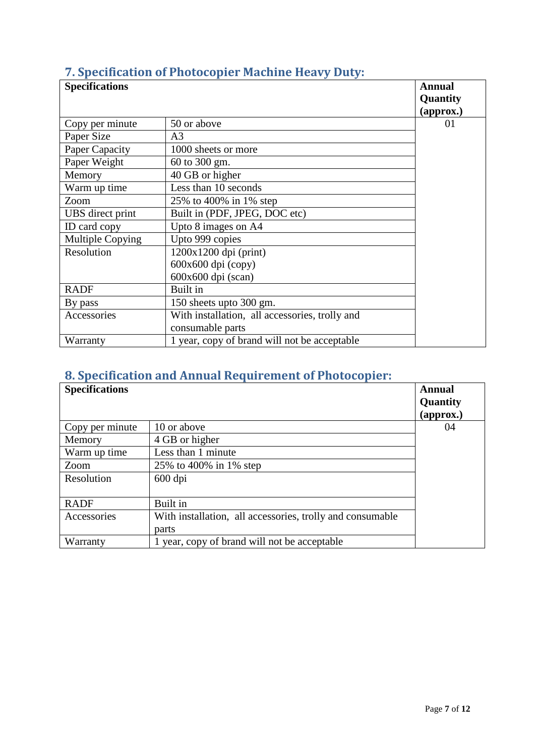## 7. Specification of Photocopier Machine Heavy Duty:

| Specifications | | Annual Quantity (approx.) |
|---|---|---|
| Copy per minute | 50 or above | 01 |
| Paper Size | A3 | |
| Paper Capacity | 1000 sheets or more | |
| Paper Weight | 60 to 300 gm. | |
| Memory | 40 GB or higher | |
| Warm up time | Less than 10 seconds | |
| Zoom | 25% to 400% in 1% step | |
| UBS direct print | Built in (PDF, JPEG, DOC etc) | |
| ID card copy | Upto 8 images on A4 | |
| Multiple Copying | Upto 999 copies | |
| Resolution | 1200x1200 dpi (print)<br>600x600 dpi (copy)<br>600x600 dpi (scan) | |
| RADF | Built in | |
| By pass | 150 sheets upto 300 gm. | |
| Accessories | With installation, all accessories, trolly and consumable parts | |
| Warranty | 1 year, copy of brand will not be acceptable | |

## 8. Specification and Annual Requirement of Photocopier:

| Specifications | | Annual Quantity (approx.) |
|---|---|---|
| Copy per minute | 10 or above | 04 |
| Memory | 4 GB or higher | |
| Warm up time | Less than 1 minute | |
| Zoom | 25% to 400% in 1% step | |
| Resolution | 600 dpi | |
| RADF | Built in | |
| Accessories | With installation, all accessories, trolly and consumable parts | |
| Warranty | 1 year, copy of brand will not be acceptable | |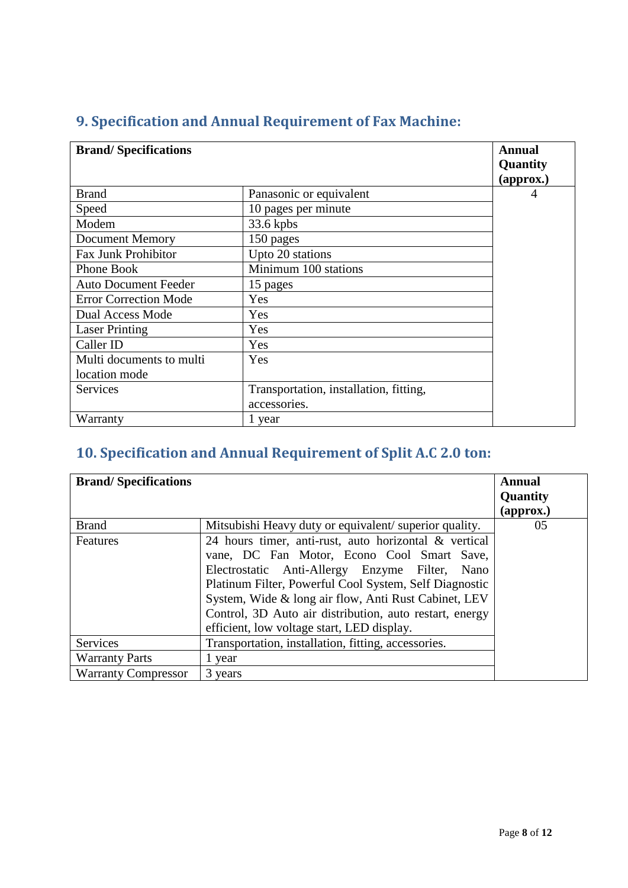## 9. Specification and Annual Requirement of Fax Machine:

| Brand/ Specifications | | Annual Quantity (approx.) |
|---|---|---|
| Brand | Panasonic or equivalent | 4 |
| Speed | 10 pages per minute | |
| Modem | 33.6 kpbs | |
| Document Memory | 150 pages | |
| Fax Junk Prohibitor | Upto 20 stations | |
| Phone Book | Minimum 100 stations | |
| Auto Document Feeder | 15 pages | |
| Error Correction Mode | Yes | |
| Dual Access Mode | Yes | |
| Laser Printing | Yes | |
| Caller ID | Yes | |
| Multi documents to multi location mode | Yes | |
| Services | Transportation, installation, fitting, accessories. | |
| Warranty | 1 year | |

## 10. Specification and Annual Requirement of Split A.C 2.0 ton:

| Brand/ Specifications | | Annual Quantity (approx.) |
|---|---|---|
| Brand | Mitsubishi Heavy duty or equivalent/ superior quality. | 05 |
| Features | 24 hours timer, anti-rust, auto horizontal & vertical vane, DC Fan Motor, Econo Cool Smart Save, Electrostatic Anti-Allergy Enzyme Filter, Nano Platinum Filter, Powerful Cool System, Self Diagnostic System, Wide & long air flow, Anti Rust Cabinet, LEV Control, 3D Auto air distribution, auto restart, energy efficient, low voltage start, LED display. | |
| Services | Transportation, installation, fitting, accessories. | |
| Warranty Parts | 1 year | |
| Warranty Compressor | 3 years | |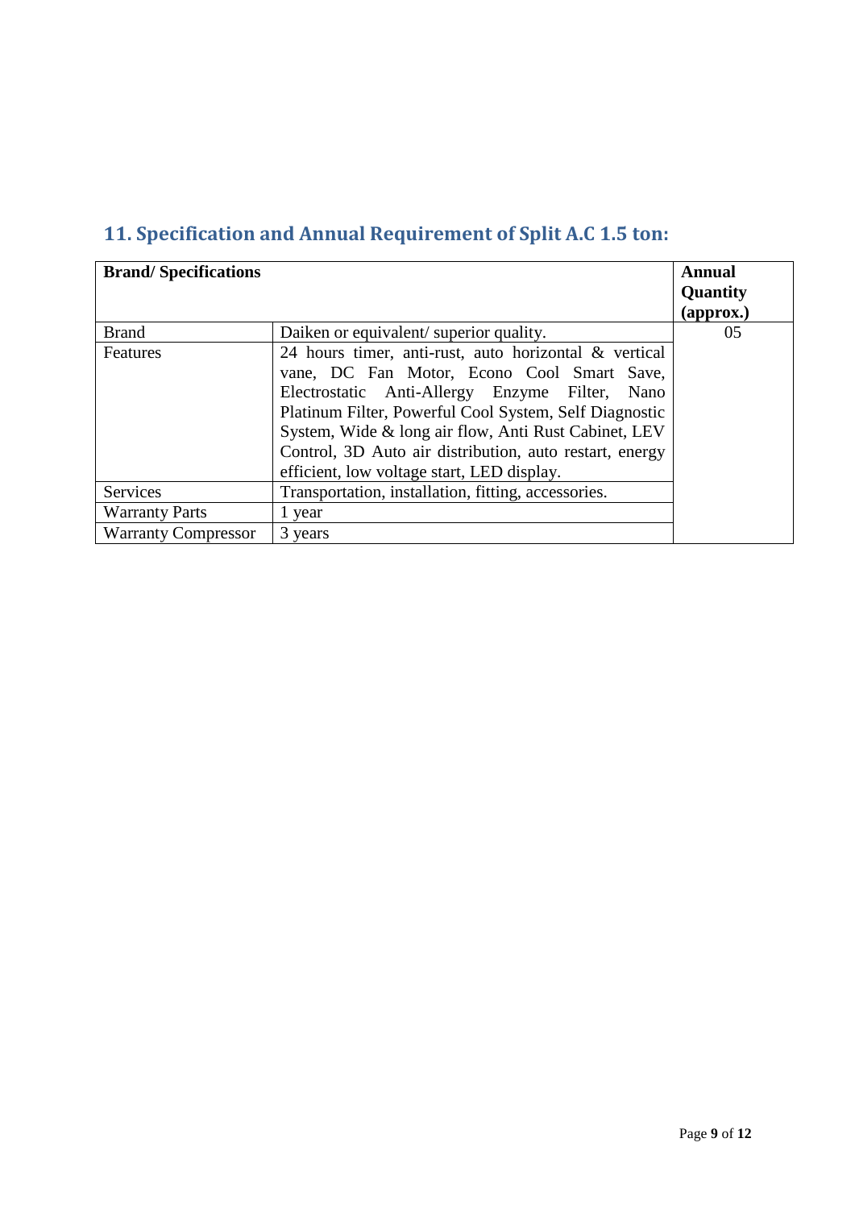## 11. Specification and Annual Requirement of Split A.C 1.5 ton:

| Brand/ Specifications | | Annual Quantity (approx.) |
|---|---|---|
| Brand | Daiken or equivalent/ superior quality. | 05 |
| Features | 24 hours timer, anti-rust, auto horizontal & vertical vane, DC Fan Motor, Econo Cool Smart Save, Electrostatic Anti-Allergy Enzyme Filter, Nano Platinum Filter, Powerful Cool System, Self Diagnostic System, Wide & long air flow, Anti Rust Cabinet, LEV Control, 3D Auto air distribution, auto restart, energy efficient, low voltage start, LED display. | |
| Services | Transportation, installation, fitting, accessories. | |
| Warranty Parts | 1 year | |
| Warranty Compressor | 3 years | |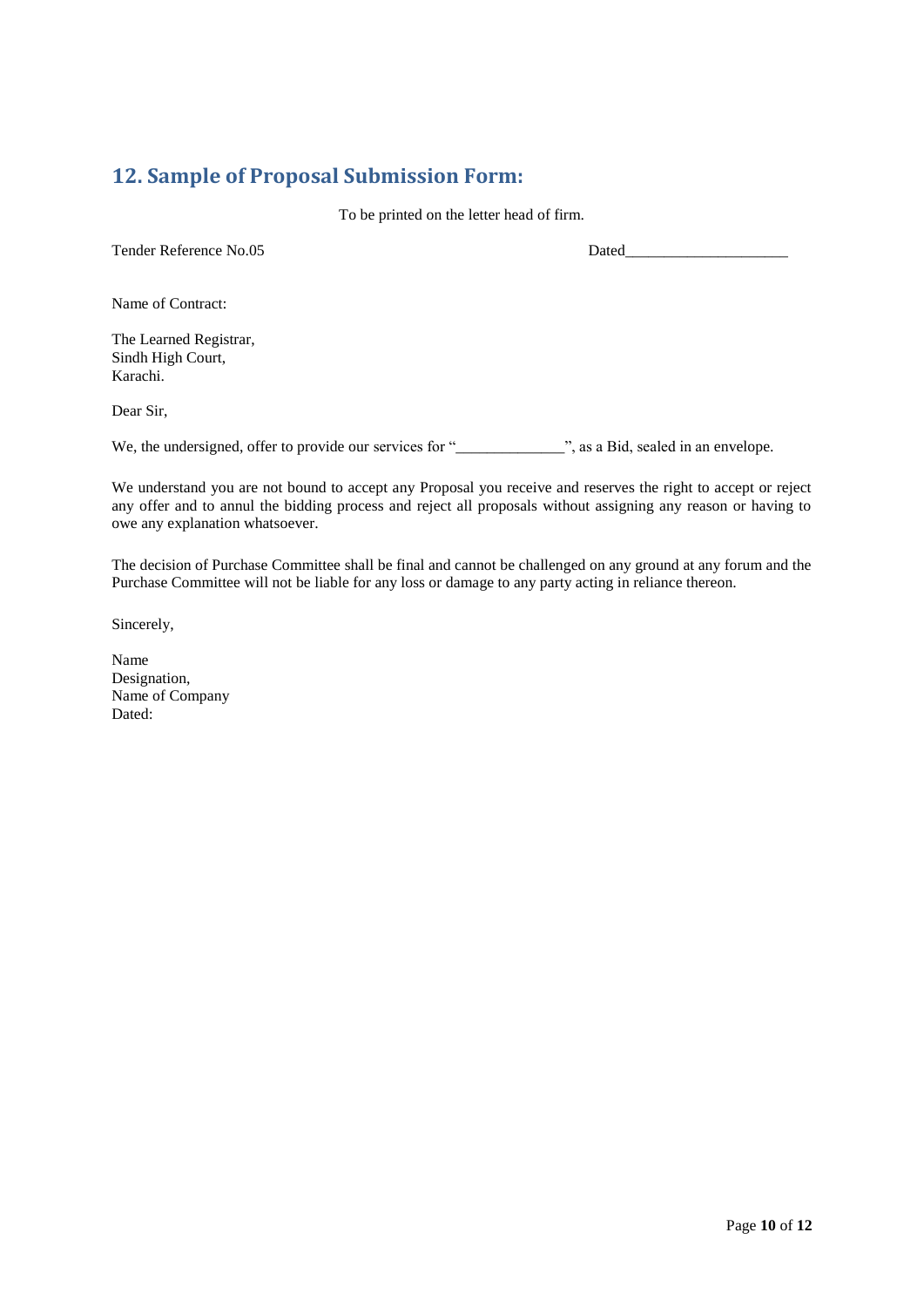## 12. Sample of Proposal Submission Form:

To be printed on the letter head of firm.

Tender Reference No.05 Dated____________________

Name of Contract:

The Learned Registrar,
Sindh High Court,
Karachi.

Dear Sir,

We, the undersigned, offer to provide our services for "_____________", as a Bid, sealed in an envelope.

We understand you are not bound to accept any Proposal you receive and reserves the right to accept or reject any offer and to annul the bidding process and reject all proposals without assigning any reason or having to owe any explanation whatsoever.

The decision of Purchase Committee shall be final and cannot be challenged on any ground at any forum and the Purchase Committee will not be liable for any loss or damage to any party acting in reliance thereon.

Sincerely,

Name
Designation,
Name of Company
Dated: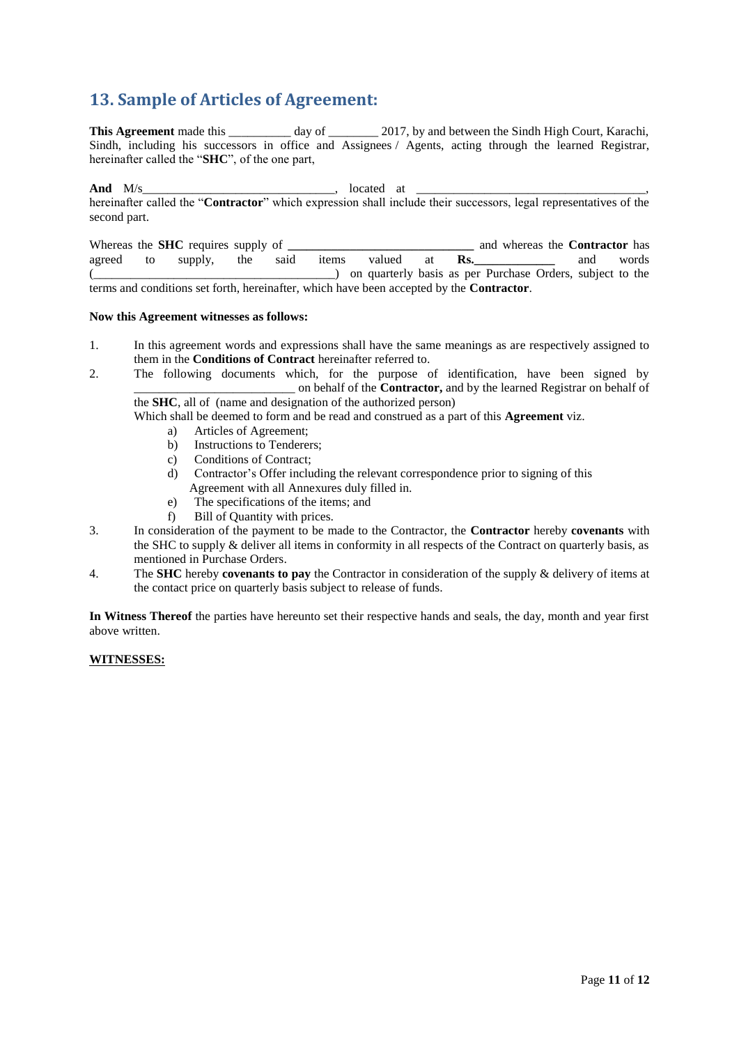## 13. Sample of Articles of Agreement:

**This Agreement** made this __________ day of ________ 2017, by and between the Sindh High Court, Karachi, Sindh, including his successors in office and Assignees / Agents, acting through the learned Registrar, hereinafter called the "**SHC**", of the one part,

**And** M/s______________________________, located at ____________________________________, hereinafter called the "**Contractor**" which expression shall include their successors, legal representatives of the second part.

Whereas the **SHC** requires supply of **______________________________** and whereas the **Contractor** has agreed to supply, the said items valued at **Rs.____________** and words (______________________________________) on quarterly basis as per Purchase Orders, subject to the terms and conditions set forth, hereinafter, which have been accepted by the **Contractor**.

**Now this Agreement witnesses as follows:**

1. In this agreement words and expressions shall have the same meanings as are respectively assigned to them in the **Conditions of Contract** hereinafter referred to.
2. The following documents which, for the purpose of identification, have been signed by __________________________ on behalf of the **Contractor,** and by the learned Registrar on behalf of the **SHC**, all of (name and designation of the authorized person)
   Which shall be deemed to form and be read and construed as a part of this **Agreement** viz.
   a) Articles of Agreement;
   b) Instructions to Tenderers;
   c) Conditions of Contract;
   d) Contractor's Offer including the relevant correspondence prior to signing of this Agreement with all Annexures duly filled in.
   e) The specifications of the items; and
   f) Bill of Quantity with prices.
3. In consideration of the payment to be made to the Contractor, the **Contractor** hereby **covenants** with the SHC to supply & deliver all items in conformity in all respects of the Contract on quarterly basis, as mentioned in Purchase Orders.
4. The **SHC** hereby **covenants to pay** the Contractor in consideration of the supply & delivery of items at the contact price on quarterly basis subject to release of funds.

**In Witness Thereof** the parties have hereunto set their respective hands and seals, the day, month and year first above written.

**WITNESSES:**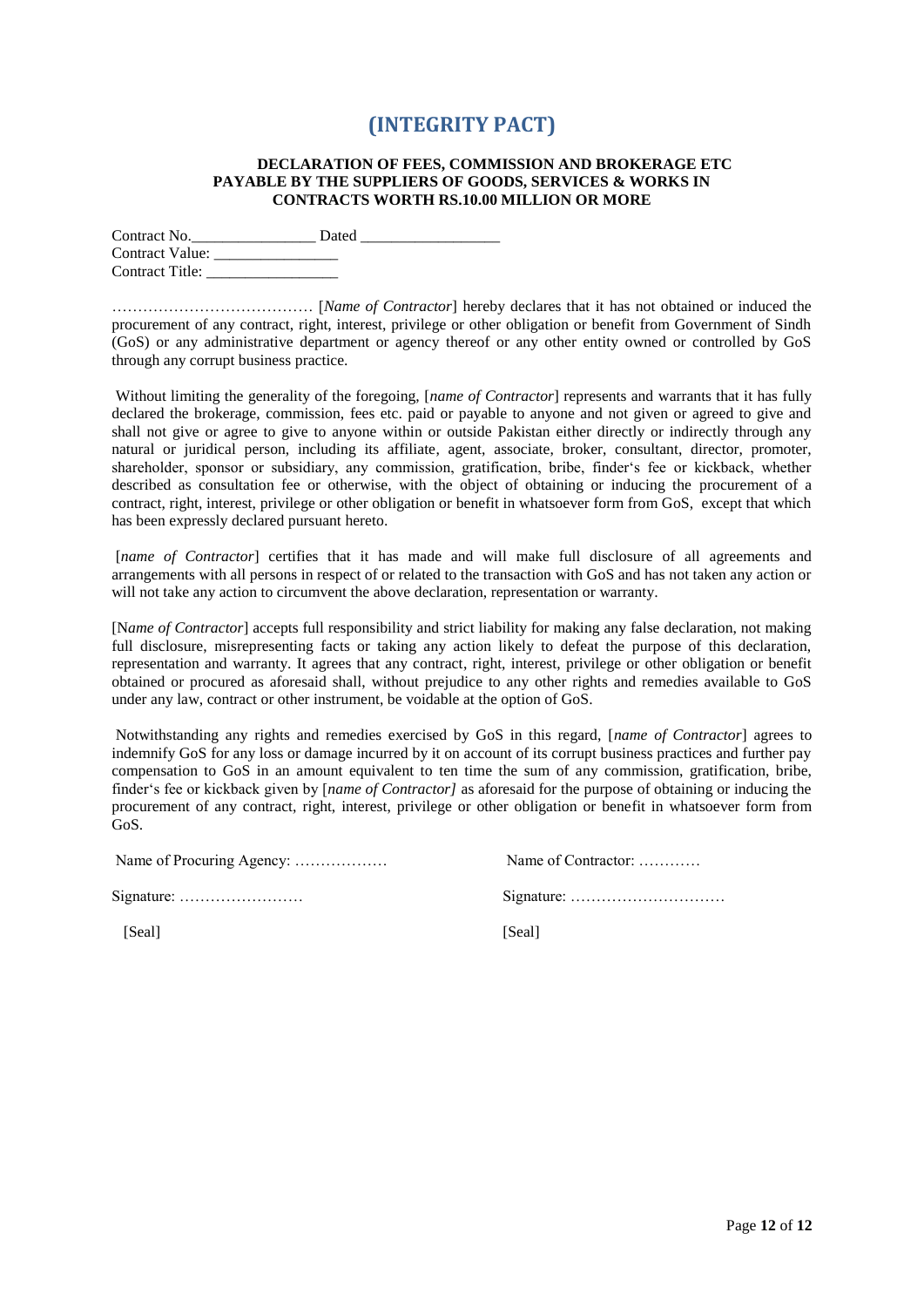# (INTEGRITY PACT)

**DECLARATION OF FEES, COMMISSION AND BROKERAGE ETC PAYABLE BY THE SUPPLIERS OF GOODS, SERVICES & WORKS IN CONTRACTS WORTH RS.10.00 MILLION OR MORE**

Contract No.________________ Dated __________________
Contract Value: ________________
Contract Title: _________________

………………………………… [*Name of Contractor*] hereby declares that it has not obtained or induced the procurement of any contract, right, interest, privilege or other obligation or benefit from Government of Sindh (GoS) or any administrative department or agency thereof or any other entity owned or controlled by GoS through any corrupt business practice.

Without limiting the generality of the foregoing, [*name of Contractor*] represents and warrants that it has fully declared the brokerage, commission, fees etc. paid or payable to anyone and not given or agreed to give and shall not give or agree to give to anyone within or outside Pakistan either directly or indirectly through any natural or juridical person, including its affiliate, agent, associate, broker, consultant, director, promoter, shareholder, sponsor or subsidiary, any commission, gratification, bribe, finder's fee or kickback, whether described as consultation fee or otherwise, with the object of obtaining or inducing the procurement of a contract, right, interest, privilege or other obligation or benefit in whatsoever form from GoS, except that which has been expressly declared pursuant hereto.

[*name of Contractor*] certifies that it has made and will make full disclosure of all agreements and arrangements with all persons in respect of or related to the transaction with GoS and has not taken any action or will not take any action to circumvent the above declaration, representation or warranty.

[N*ame of Contractor*] accepts full responsibility and strict liability for making any false declaration, not making full disclosure, misrepresenting facts or taking any action likely to defeat the purpose of this declaration, representation and warranty. It agrees that any contract, right, interest, privilege or other obligation or benefit obtained or procured as aforesaid shall, without prejudice to any other rights and remedies available to GoS under any law, contract or other instrument, be voidable at the option of GoS.

Notwithstanding any rights and remedies exercised by GoS in this regard, [*name of Contractor*] agrees to indemnify GoS for any loss or damage incurred by it on account of its corrupt business practices and further pay compensation to GoS in an amount equivalent to ten time the sum of any commission, gratification, bribe, finder's fee or kickback given by [*name of Contractor]* as aforesaid for the purpose of obtaining or inducing the procurement of any contract, right, interest, privilege or other obligation or benefit in whatsoever form from GoS.

| | |
|---|---|
| Name of Procuring Agency: ……………… | Name of Contractor: ………… |
| Signature: …………………… | Signature: ………………………… |
| [Seal] | [Seal] |